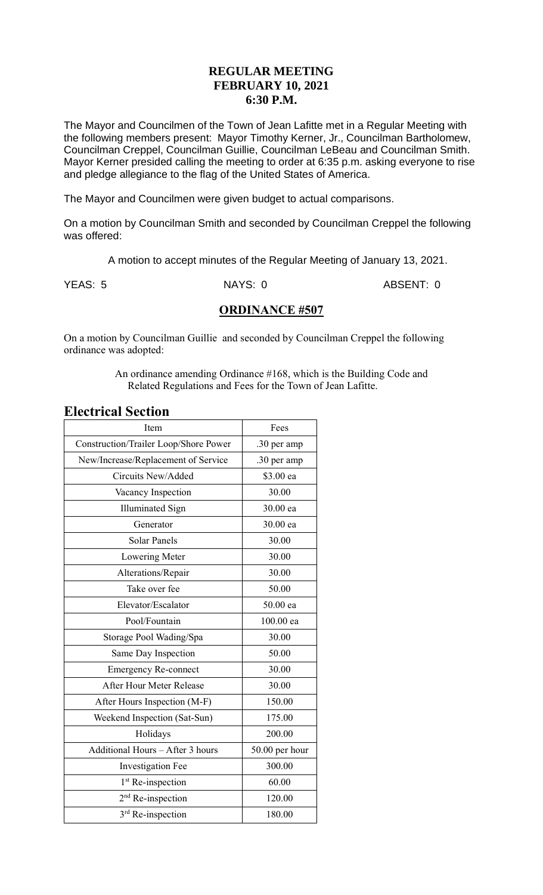# REGULAR MEETING
# FEBRUARY 10, 2021
# 6:30 P.M.

The Mayor and Councilmen of the Town of Jean Lafitte met in a Regular Meeting with the following members present: Mayor Timothy Kerner, Jr., Councilman Bartholomew, Councilman Creppel, Councilman Guillie, Councilman LeBeau and Councilman Smith. Mayor Kerner presided calling the meeting to order at 6:35 p.m. asking everyone to rise and pledge allegiance to the flag of the United States of America.

The Mayor and Councilmen were given budget to actual comparisons.

On a motion by Councilman Smith and seconded by Councilman Creppel the following was offered:

A motion to accept minutes of the Regular Meeting of January 13, 2021.

YEAS: 5 NAYS: 0 ABSENT: 0

## ORDINANCE #507

On a motion by Councilman Guillie and seconded by Councilman Creppel the following ordinance was adopted:

An ordinance amending Ordinance #168, which is the Building Code and Related Regulations and Fees for the Town of Jean Lafitte.

## Electrical Section

| Item | Fees |
|---|---|
| Construction/Trailer Loop/Shore Power | .30 per amp |
| New/Increase/Replacement of Service | .30 per amp |
| Circuits New/Added | $3.00 ea |
| Vacancy Inspection | 30.00 |
| Illuminated Sign | 30.00 ea |
| Generator | 30.00 ea |
| Solar Panels | 30.00 |
| Lowering Meter | 30.00 |
| Alterations/Repair | 30.00 |
| Take over fee | 50.00 |
| Elevator/Escalator | 50.00 ea |
| Pool/Fountain | 100.00 ea |
| Storage Pool Wading/Spa | 30.00 |
| Same Day Inspection | 50.00 |
| Emergency Re-connect | 30.00 |
| After Hour Meter Release | 30.00 |
| After Hours Inspection (M-F) | 150.00 |
| Weekend Inspection (Sat-Sun) | 175.00 |
| Holidays | 200.00 |
| Additional Hours – After 3 hours | 50.00 per hour |
| Investigation Fee | 300.00 |
| 1st Re-inspection | 60.00 |
| 2nd Re-inspection | 120.00 |
| 3rd Re-inspection | 180.00 |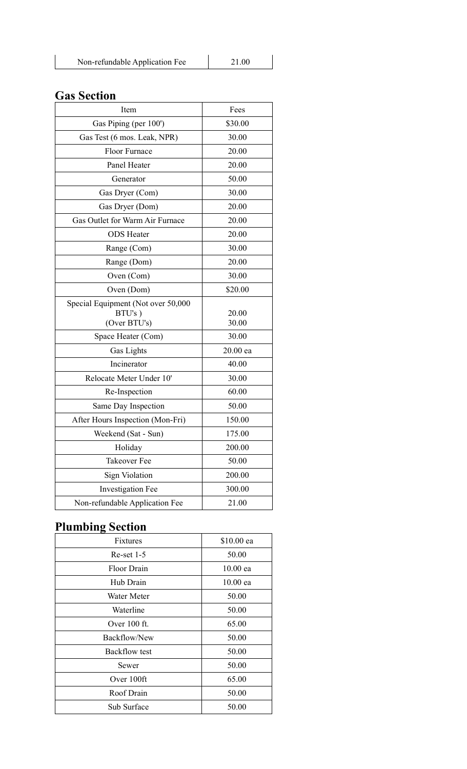| Non-refundable Application Fee | 21.00 |
|---|---|

## Gas Section

| Item | Fees |
|---|---|
| Gas Piping (per 100') | $30.00 |
| Gas Test (6 mos. Leak, NPR) | 30.00 |
| Floor Furnace | 20.00 |
| Panel Heater | 20.00 |
| Generator | 50.00 |
| Gas Dryer (Com) | 30.00 |
| Gas Dryer (Dom) | 20.00 |
| Gas Outlet for Warm Air Furnace | 20.00 |
| ODS Heater | 20.00 |
| Range (Com) | 30.00 |
| Range (Dom) | 20.00 |
| Oven (Com) | 30.00 |
| Oven (Dom) | $20.00 |
| Special Equipment (Not over 50,000 BTU's ) (Over BTU's) | 20.00 30.00 |
| Space Heater (Com) | 30.00 |
| Gas Lights | 20.00 ea |
| Incinerator | 40.00 |
| Relocate Meter Under 10' | 30.00 |
| Re-Inspection | 60.00 |
| Same Day Inspection | 50.00 |
| After Hours Inspection (Mon-Fri) | 150.00 |
| Weekend (Sat - Sun) | 175.00 |
| Holiday | 200.00 |
| Takeover Fee | 50.00 |
| Sign Violation | 200.00 |
| Investigation Fee | 300.00 |
| Non-refundable Application Fee | 21.00 |

## Plumbing Section

| Fixtures | $10.00 ea |
|---|---|
| Re-set 1-5 | 50.00 |
| Floor Drain | 10.00 ea |
| Hub Drain | 10.00 ea |
| Water Meter | 50.00 |
| Waterline | 50.00 |
| Over 100 ft. | 65.00 |
| Backflow/New | 50.00 |
| Backflow test | 50.00 |
| Sewer | 50.00 |
| Over 100ft | 65.00 |
| Roof Drain | 50.00 |
| Sub Surface | 50.00 |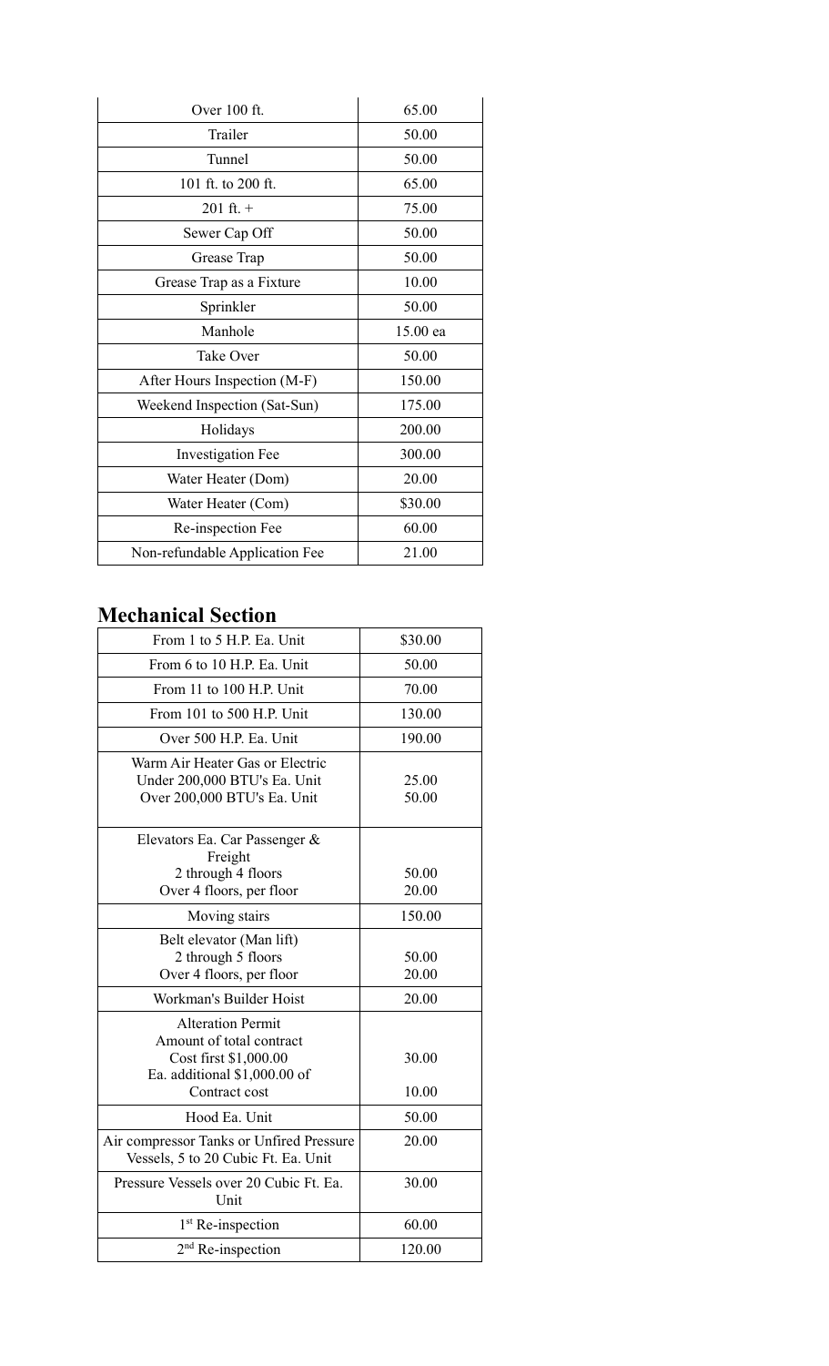| Over 100 ft. | 65.00 |
|---|---|
| Trailer | 50.00 |
| Tunnel | 50.00 |
| 101 ft. to 200 ft. | 65.00 |
| 201 ft. + | 75.00 |
| Sewer Cap Off | 50.00 |
| Grease Trap | 50.00 |
| Grease Trap as a Fixture | 10.00 |
| Sprinkler | 50.00 |
| Manhole | 15.00 ea |
| Take Over | 50.00 |
| After Hours Inspection (M-F) | 150.00 |
| Weekend Inspection (Sat-Sun) | 175.00 |
| Holidays | 200.00 |
| Investigation Fee | 300.00 |
| Water Heater (Dom) | 20.00 |
| Water Heater (Com) | $30.00 |
| Re-inspection Fee | 60.00 |
| Non-refundable Application Fee | 21.00 |

## Mechanical Section

| From 1 to 5 H.P. Ea. Unit | $30.00 |
|---|---|
| From 6 to 10 H.P. Ea. Unit | 50.00 |
| From 11 to 100 H.P. Unit | 70.00 |
| From 101 to 500 H.P. Unit | 130.00 |
| Over 500 H.P. Ea. Unit | 190.00 |
| Warm Air Heater Gas or Electric<br>Under 200,000 BTU's Ea. Unit<br>Over 200,000 BTU's Ea. Unit | <br>25.00<br>50.00 |
| Elevators Ea. Car Passenger & Freight<br>2 through 4 floors<br>Over 4 floors, per floor | <br>50.00<br>20.00 |
| Moving stairs | 150.00 |
| Belt elevator (Man lift)<br>2 through 5 floors<br>Over 4 floors, per floor | <br>50.00<br>20.00 |
| Workman's Builder Hoist | 20.00 |
| Alteration Permit<br>Amount of total contract<br>Cost first $1,000.00<br>Ea. additional $1,000.00 of Contract cost | <br><br>30.00<br>10.00 |
| Hood Ea. Unit | 50.00 |
| Air compressor Tanks or Unfired Pressure Vessels, 5 to 20 Cubic Ft. Ea. Unit | 20.00 |
| Pressure Vessels over 20 Cubic Ft. Ea. Unit | 30.00 |
| 1st Re-inspection | 60.00 |
| 2nd Re-inspection | 120.00 |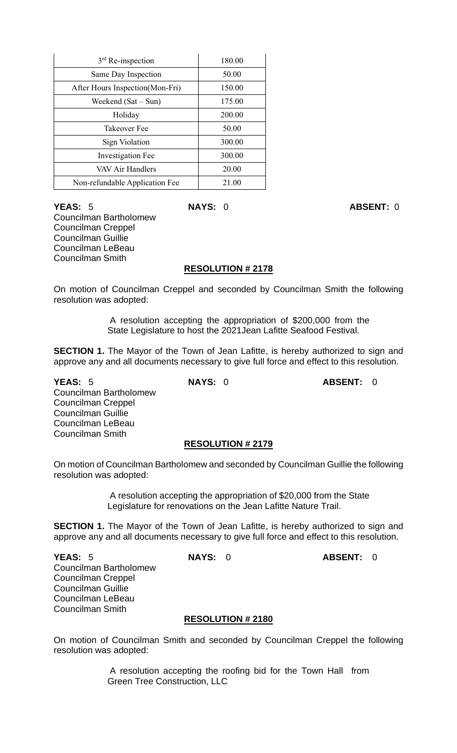| | |
|---|---|
| 3rd Re-inspection | 180.00 |
| Same Day Inspection | 50.00 |
| After Hours Inspection(Mon-Fri) | 150.00 |
| Weekend (Sat – Sun) | 175.00 |
| Holiday | 200.00 |
| Takeover Fee | 50.00 |
| Sign Violation | 300.00 |
| Investigation Fee | 300.00 |
| VAV Air Handlers | 20.00 |
| Non-refundable Application Fee | 21.00 |

**YEAS:** 5 **NAYS:** 0 **ABSENT:** 0

Councilman Bartholomew
Councilman Creppel
Councilman Guillie
Councilman LeBeau
Councilman Smith

**RESOLUTION # 2178**

On motion of Councilman Creppel and seconded by Councilman Smith the following resolution was adopted:

A resolution accepting the appropriation of $200,000 from the State Legislature to host the 2021Jean Lafitte Seafood Festival.

**SECTION 1.** The Mayor of the Town of Jean Lafitte, is hereby authorized to sign and approve any and all documents necessary to give full force and effect to this resolution.

**YEAS:** 5 **NAYS:** 0 **ABSENT:** 0

Councilman Bartholomew
Councilman Creppel
Councilman Guillie
Councilman LeBeau
Councilman Smith

**RESOLUTION # 2179**

On motion of Councilman Bartholomew and seconded by Councilman Guillie the following resolution was adopted:

A resolution accepting the appropriation of $20,000 from the State Legislature for renovations on the Jean Lafitte Nature Trail.

**SECTION 1.** The Mayor of the Town of Jean Lafitte, is hereby authorized to sign and approve any and all documents necessary to give full force and effect to this resolution.

**YEAS:** 5 **NAYS:** 0 **ABSENT:** 0

Councilman Bartholomew
Councilman Creppel
Councilman Guillie
Councilman LeBeau
Councilman Smith

**RESOLUTION # 2180**

On motion of Councilman Smith and seconded by Councilman Creppel the following resolution was adopted:

A resolution accepting the roofing bid for the Town Hall from Green Tree Construction, LLC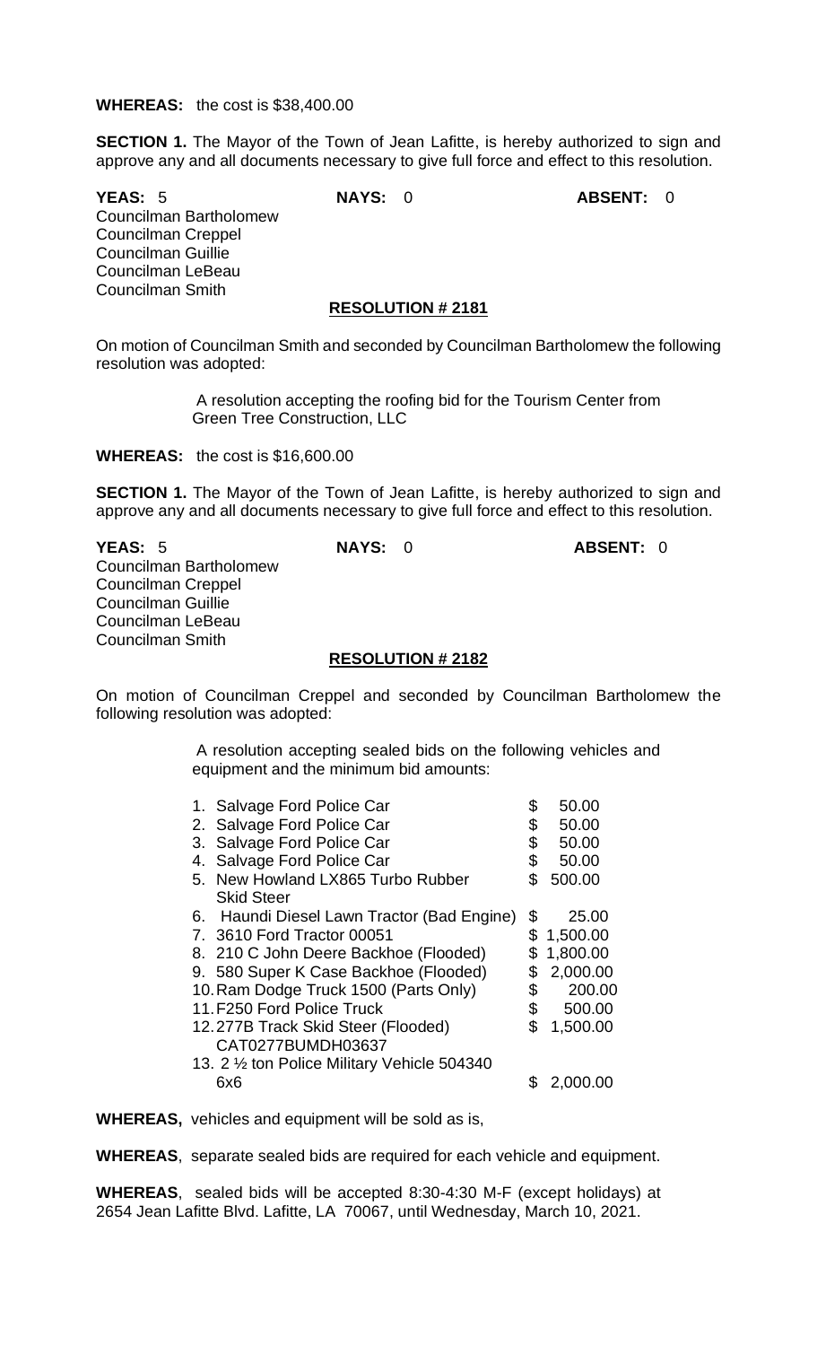**WHEREAS:** the cost is $38,400.00

**SECTION 1.** The Mayor of the Town of Jean Lafitte, is hereby authorized to sign and approve any and all documents necessary to give full force and effect to this resolution.

**YEAS:** 5 **NAYS:** 0 **ABSENT:** 0

Councilman Bartholomew
Councilman Creppel
Councilman Guillie
Councilman LeBeau
Councilman Smith

**RESOLUTION # 2181**

On motion of Councilman Smith and seconded by Councilman Bartholomew the following resolution was adopted:

A resolution accepting the roofing bid for the Tourism Center from Green Tree Construction, LLC

**WHEREAS:** the cost is $16,600.00

**SECTION 1.** The Mayor of the Town of Jean Lafitte, is hereby authorized to sign and approve any and all documents necessary to give full force and effect to this resolution.

**YEAS:** 5 **NAYS:** 0 **ABSENT:** 0

Councilman Bartholomew
Councilman Creppel
Councilman Guillie
Councilman LeBeau
Councilman Smith

**RESOLUTION # 2182**

On motion of Councilman Creppel and seconded by Councilman Bartholomew the following resolution was adopted:

A resolution accepting sealed bids on the following vehicles and equipment and the minimum bid amounts:

| Item | Minimum Bid |
|---|---|
| 1. Salvage Ford Police Car | $ 50.00 |
| 2. Salvage Ford Police Car | $ 50.00 |
| 3. Salvage Ford Police Car | $ 50.00 |
| 4. Salvage Ford Police Car | $ 50.00 |
| 5. New Howland LX865 Turbo Rubber Skid Steer | $ 500.00 |
| 6. Haundi Diesel Lawn Tractor (Bad Engine) | $ 25.00 |
| 7. 3610 Ford Tractor 00051 | $ 1,500.00 |
| 8. 210 C John Deere Backhoe (Flooded) | $ 1,800.00 |
| 9. 580 Super K Case Backhoe (Flooded) | $ 2,000.00 |
| 10. Ram Dodge Truck 1500 (Parts Only) | $ 200.00 |
| 11. F250 Ford Police Truck | $ 500.00 |
| 12. 277B Track Skid Steer (Flooded) CAT0277BUMDH03637 | $ 1,500.00 |
| 13. 2 ½ ton Police Military Vehicle 504340 6x6 | $ 2,000.00 |

**WHEREAS,** vehicles and equipment will be sold as is,

**WHEREAS**, separate sealed bids are required for each vehicle and equipment.

**WHEREAS**, sealed bids will be accepted 8:30-4:30 M-F (except holidays) at 2654 Jean Lafitte Blvd. Lafitte, LA 70067, until Wednesday, March 10, 2021.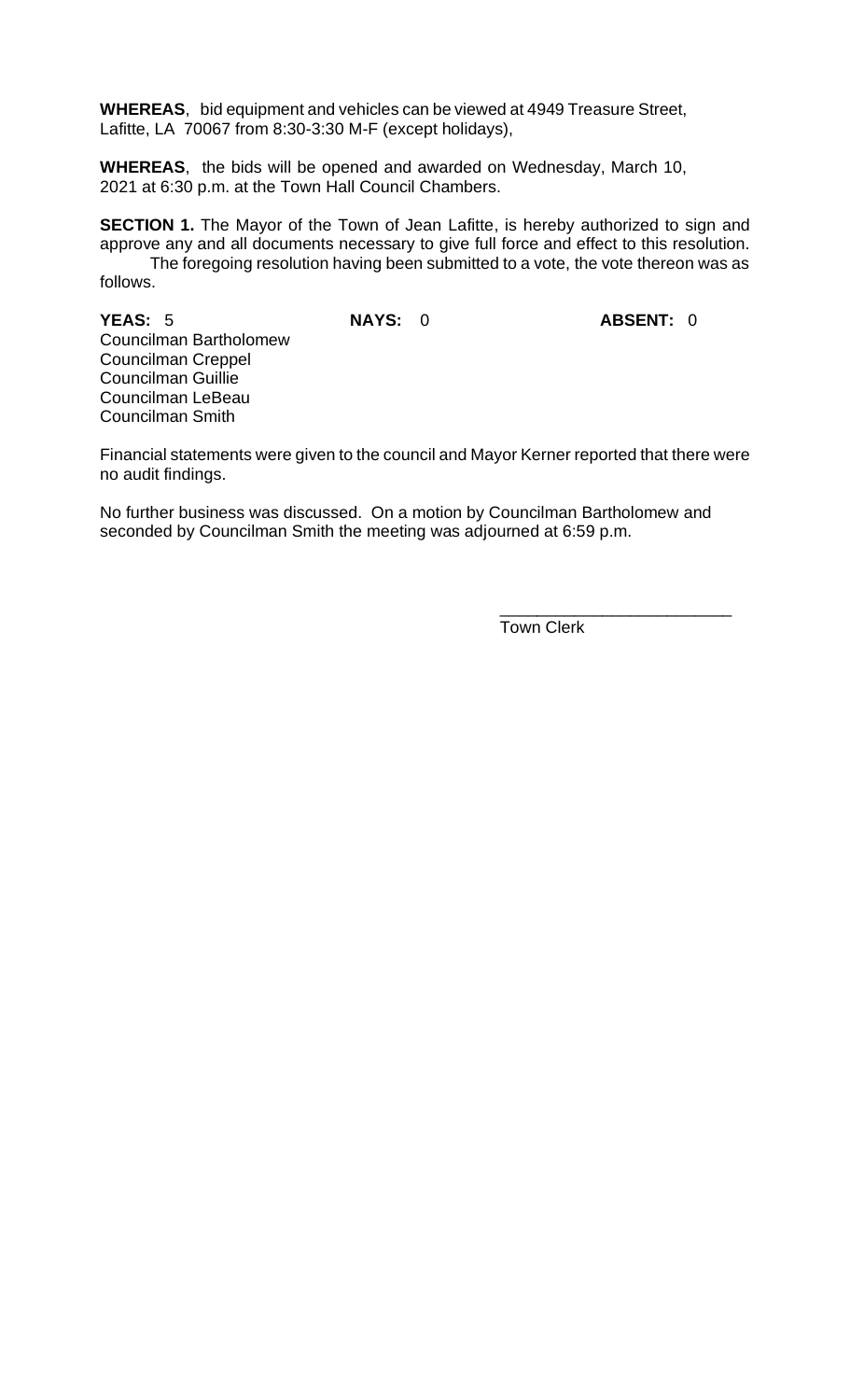**WHEREAS**, bid equipment and vehicles can be viewed at 4949 Treasure Street, Lafitte, LA 70067 from 8:30-3:30 M-F (except holidays),

**WHEREAS**, the bids will be opened and awarded on Wednesday, March 10, 2021 at 6:30 p.m. at the Town Hall Council Chambers.

**SECTION 1.** The Mayor of the Town of Jean Lafitte, is hereby authorized to sign and approve any and all documents necessary to give full force and effect to this resolution.

The foregoing resolution having been submitted to a vote, the vote thereon was as follows.

**YEAS:** 5 **NAYS:** 0 **ABSENT:** 0

Councilman Bartholomew
Councilman Creppel
Councilman Guillie
Councilman LeBeau
Councilman Smith

Financial statements were given to the council and Mayor Kerner reported that there were no audit findings.

No further business was discussed. On a motion by Councilman Bartholomew and seconded by Councilman Smith the meeting was adjourned at 6:59 p.m.

_________________________
Town Clerk